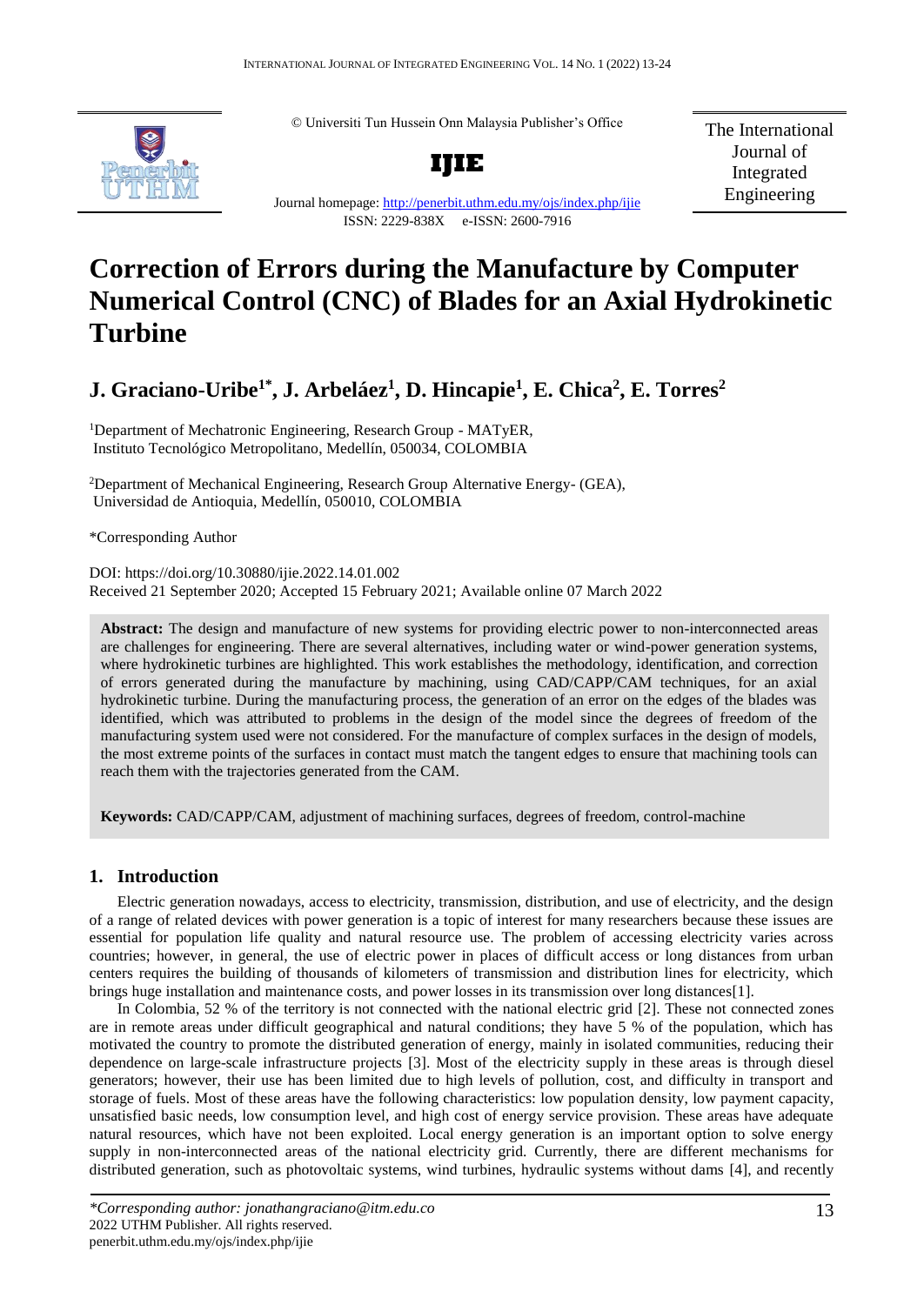© Universiti Tun Hussein Onn Malaysia Publisher's Office

**IJIE**

Journal homepage: http://penerbit.uthm.edu.my/ojs/index.php/ijie

ISSN: 2229-838X e-ISSN: 2600-7916

The International Journal of Integrated Engineering

# Correction of Errors during the Manufacture by Computer Numerical Control (CNC) of Blades for an Axial Hydrokinetic Turbine

## J. Graciano-Uribe[1*], J. Arbeláez[1], D. Hincapie[1], E. Chica[2], E. Torres[2]

[1]Department of Mechatronic Engineering, Research Group - MATyER, Instituto Tecnológico Metropolitano, Medellín, 050034, COLOMBIA

[2]Department of Mechanical Engineering, Research Group Alternative Energy- (GEA), Universidad de Antioquia, Medellín, 050010, COLOMBIA

*Corresponding Author

DOI: https://doi.org/10.30880/ijie.2022.14.01.002

Received 21 September 2020; Accepted 15 February 2021; Available online 07 March 2022

**Abstract:** The design and manufacture of new systems for providing electric power to non-interconnected areas are challenges for engineering. There are several alternatives, including water or wind-power generation systems, where hydrokinetic turbines are highlighted. This work establishes the methodology, identification, and correction of errors generated during the manufacture by machining, using CAD/CAPP/CAM techniques, for an axial hydrokinetic turbine. During the manufacturing process, the generation of an error on the edges of the blades was identified, which was attributed to problems in the design of the model since the degrees of freedom of the manufacturing system used were not considered. For the manufacture of complex surfaces in the design of models, the most extreme points of the surfaces in contact must match the tangent edges to ensure that machining tools can reach them with the trajectories generated from the CAM.

**Keywords:** CAD/CAPP/CAM, adjustment of machining surfaces, degrees of freedom, control-machine

## 1. Introduction

Electric generation nowadays, access to electricity, transmission, distribution, and use of electricity, and the design of a range of related devices with power generation is a topic of interest for many researchers because these issues are essential for population life quality and natural resource use. The problem of accessing electricity varies across countries; however, in general, the use of electric power in places of difficult access or long distances from urban centers requires the building of thousands of kilometers of transmission and distribution lines for electricity, which brings huge installation and maintenance costs, and power losses in its transmission over long distances[1].

In Colombia, 52 % of the territory is not connected with the national electric grid [2]. These not connected zones are in remote areas under difficult geographical and natural conditions; they have 5 % of the population, which has motivated the country to promote the distributed generation of energy, mainly in isolated communities, reducing their dependence on large-scale infrastructure projects [3]. Most of the electricity supply in these areas is through diesel generators; however, their use has been limited due to high levels of pollution, cost, and difficulty in transport and storage of fuels. Most of these areas have the following characteristics: low population density, low payment capacity, unsatisfied basic needs, low consumption level, and high cost of energy service provision. These areas have adequate natural resources, which have not been exploited. Local energy generation is an important option to solve energy supply in non-interconnected areas of the national electricity grid. Currently, there are different mechanisms for distributed generation, such as photovoltaic systems, wind turbines, hydraulic systems without dams [4], and recently

*\*Corresponding author: jonathangraciano@itm.edu.co*
2022 UTHM Publisher. All rights reserved.
penerbit.uthm.edu.my/ojs/index.php/ijie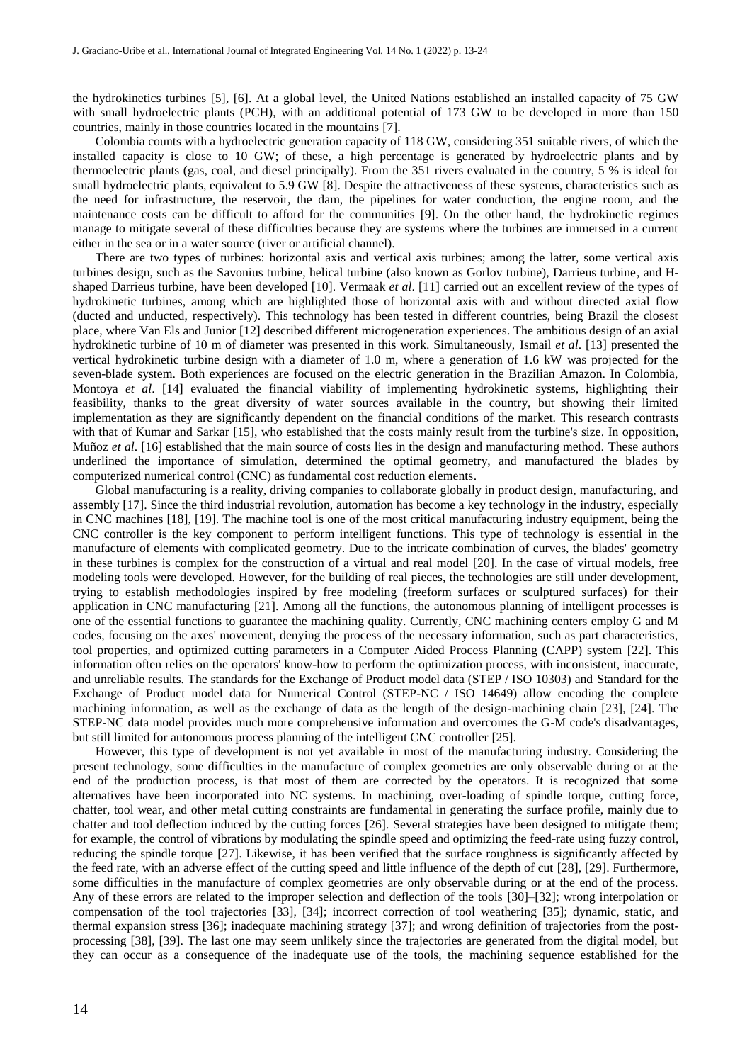the hydrokinetics turbines [5], [6]. At a global level, the United Nations established an installed capacity of 75 GW with small hydroelectric plants (PCH), with an additional potential of 173 GW to be developed in more than 150 countries, mainly in those countries located in the mountains [7].

Colombia counts with a hydroelectric generation capacity of 118 GW, considering 351 suitable rivers, of which the installed capacity is close to 10 GW; of these, a high percentage is generated by hydroelectric plants and by thermoelectric plants (gas, coal, and diesel principally). From the 351 rivers evaluated in the country, 5 % is ideal for small hydroelectric plants, equivalent to 5.9 GW [8]. Despite the attractiveness of these systems, characteristics such as the need for infrastructure, the reservoir, the dam, the pipelines for water conduction, the engine room, and the maintenance costs can be difficult to afford for the communities [9]. On the other hand, the hydrokinetic regimes manage to mitigate several of these difficulties because they are systems where the turbines are immersed in a current either in the sea or in a water source (river or artificial channel).

There are two types of turbines: horizontal axis and vertical axis turbines; among the latter, some vertical axis turbines design, such as the Savonius turbine, helical turbine (also known as Gorlov turbine), Darrieus turbine, and H-shaped Darrieus turbine, have been developed [10]. Vermaak *et al*. [11] carried out an excellent review of the types of hydrokinetic turbines, among which are highlighted those of horizontal axis with and without directed axial flow (ducted and unducted, respectively). This technology has been tested in different countries, being Brazil the closest place, where Van Els and Junior [12] described different microgeneration experiences. The ambitious design of an axial hydrokinetic turbine of 10 m of diameter was presented in this work. Simultaneously, Ismail *et al*. [13] presented the vertical hydrokinetic turbine design with a diameter of 1.0 m, where a generation of 1.6 kW was projected for the seven-blade system. Both experiences are focused on the electric generation in the Brazilian Amazon. In Colombia, Montoya *et al*. [14] evaluated the financial viability of implementing hydrokinetic systems, highlighting their feasibility, thanks to the great diversity of water sources available in the country, but showing their limited implementation as they are significantly dependent on the financial conditions of the market. This research contrasts with that of Kumar and Sarkar [15], who established that the costs mainly result from the turbine's size. In opposition, Muñoz *et al*. [16] established that the main source of costs lies in the design and manufacturing method. These authors underlined the importance of simulation, determined the optimal geometry, and manufactured the blades by computerized numerical control (CNC) as fundamental cost reduction elements.

Global manufacturing is a reality, driving companies to collaborate globally in product design, manufacturing, and assembly [17]. Since the third industrial revolution, automation has become a key technology in the industry, especially in CNC machines [18], [19]. The machine tool is one of the most critical manufacturing industry equipment, being the CNC controller is the key component to perform intelligent functions. This type of technology is essential in the manufacture of elements with complicated geometry. Due to the intricate combination of curves, the blades' geometry in these turbines is complex for the construction of a virtual and real model [20]. In the case of virtual models, free modeling tools were developed. However, for the building of real pieces, the technologies are still under development, trying to establish methodologies inspired by free modeling (freeform surfaces or sculptured surfaces) for their application in CNC manufacturing [21]. Among all the functions, the autonomous planning of intelligent processes is one of the essential functions to guarantee the machining quality. Currently, CNC machining centers employ G and M codes, focusing on the axes' movement, denying the process of the necessary information, such as part characteristics, tool properties, and optimized cutting parameters in a Computer Aided Process Planning (CAPP) system [22]. This information often relies on the operators' know-how to perform the optimization process, with inconsistent, inaccurate, and unreliable results. The standards for the Exchange of Product model data (STEP / ISO 10303) and Standard for the Exchange of Product model data for Numerical Control (STEP-NC / ISO 14649) allow encoding the complete machining information, as well as the exchange of data as the length of the design-machining chain [23], [24]. The STEP-NC data model provides much more comprehensive information and overcomes the G-M code's disadvantages, but still limited for autonomous process planning of the intelligent CNC controller [25].

However, this type of development is not yet available in most of the manufacturing industry. Considering the present technology, some difficulties in the manufacture of complex geometries are only observable during or at the end of the production process, is that most of them are corrected by the operators. It is recognized that some alternatives have been incorporated into NC systems. In machining, over-loading of spindle torque, cutting force, chatter, tool wear, and other metal cutting constraints are fundamental in generating the surface profile, mainly due to chatter and tool deflection induced by the cutting forces [26]. Several strategies have been designed to mitigate them; for example, the control of vibrations by modulating the spindle speed and optimizing the feed-rate using fuzzy control, reducing the spindle torque [27]. Likewise, it has been verified that the surface roughness is significantly affected by the feed rate, with an adverse effect of the cutting speed and little influence of the depth of cut [28], [29]. Furthermore, some difficulties in the manufacture of complex geometries are only observable during or at the end of the process. Any of these errors are related to the improper selection and deflection of the tools [30]–[32]; wrong interpolation or compensation of the tool trajectories [33], [34]; incorrect correction of tool weathering [35]; dynamic, static, and thermal expansion stress [36]; inadequate machining strategy [37]; and wrong definition of trajectories from the post-processing [38], [39]. The last one may seem unlikely since the trajectories are generated from the digital model, but they can occur as a consequence of the inadequate use of the tools, the machining sequence established for the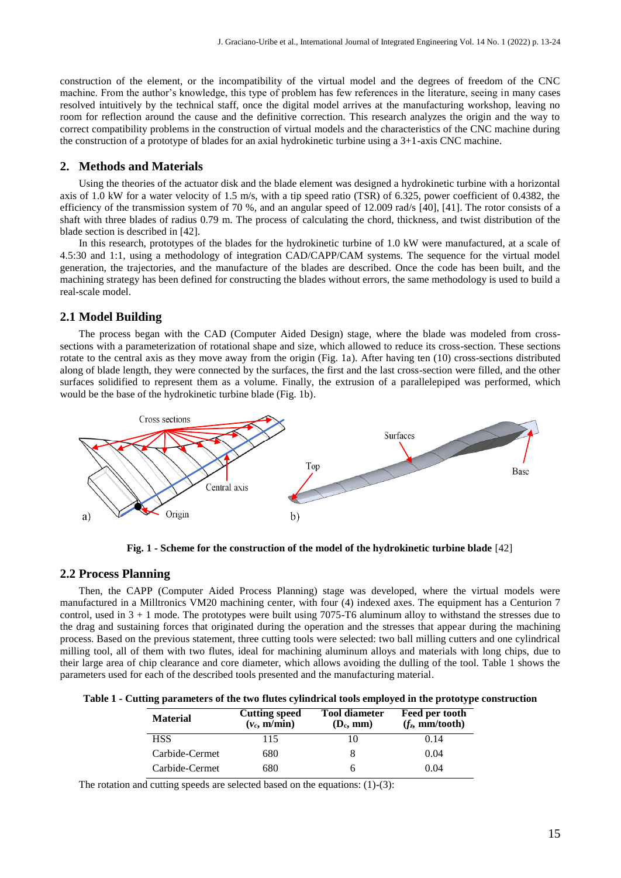construction of the element, or the incompatibility of the virtual model and the degrees of freedom of the CNC machine. From the author's knowledge, this type of problem has few references in the literature, seeing in many cases resolved intuitively by the technical staff, once the digital model arrives at the manufacturing workshop, leaving no room for reflection around the cause and the definitive correction. This research analyzes the origin and the way to correct compatibility problems in the construction of virtual models and the characteristics of the CNC machine during the construction of a prototype of blades for an axial hydrokinetic turbine using a 3+1-axis CNC machine.

## 2. Methods and Materials

Using the theories of the actuator disk and the blade element was designed a hydrokinetic turbine with a horizontal axis of 1.0 kW for a water velocity of 1.5 m/s, with a tip speed ratio (TSR) of 6.325, power coefficient of 0.4382, the efficiency of the transmission system of 70 %, and an angular speed of 12.009 rad/s [40], [41]. The rotor consists of a shaft with three blades of radius 0.79 m. The process of calculating the chord, thickness, and twist distribution of the blade section is described in [42].

In this research, prototypes of the blades for the hydrokinetic turbine of 1.0 kW were manufactured, at a scale of 4.5:30 and 1:1, using a methodology of integration CAD/CAPP/CAM systems. The sequence for the virtual model generation, the trajectories, and the manufacture of the blades are described. Once the code has been built, and the machining strategy has been defined for constructing the blades without errors, the same methodology is used to build a real-scale model.

### 2.1 Model Building

The process began with the CAD (Computer Aided Design) stage, where the blade was modeled from cross-sections with a parameterization of rotational shape and size, which allowed to reduce its cross-section. These sections rotate to the central axis as they move away from the origin (Fig. 1a). After having ten (10) cross-sections distributed along of blade length, they were connected by the surfaces, the first and the last cross-section were filled, and the other surfaces solidified to represent them as a volume. Finally, the extrusion of a parallelepiped was performed, which would be the base of the hydrokinetic turbine blade (Fig. 1b).

**Fig. 1 - Scheme for the construction of the model of the hydrokinetic turbine blade** [42]

### 2.2 Process Planning

Then, the CAPP (Computer Aided Process Planning) stage was developed, where the virtual models were manufactured in a Milltronics VM20 machining center, with four (4) indexed axes. The equipment has a Centurion 7 control, used in 3 + 1 mode. The prototypes were built using 7075-T6 aluminum alloy to withstand the stresses due to the drag and sustaining forces that originated during the operation and the stresses that appear during the machining process. Based on the previous statement, three cutting tools were selected: two ball milling cutters and one cylindrical milling tool, all of them with two flutes, ideal for machining aluminum alloys and materials with long chips, due to their large area of chip clearance and core diameter, which allows avoiding the dulling of the tool. Table 1 shows the parameters used for each of the described tools presented and the manufacturing material.

**Table 1 - Cutting parameters of the two flutes cylindrical tools employed in the prototype construction**

| Material | Cutting speed ($v_c$, m/min) | Tool diameter ($D_c$, mm) | Feed per tooth ($f_z$, mm/tooth) |
|---|---|---|---|
| HSS | 115 | 10 | 0.14 |
| Carbide-Cermet | 680 | 8 | 0.04 |
| Carbide-Cermet | 680 | 6 | 0.04 |

The rotation and cutting speeds are selected based on the equations: (1)-(3):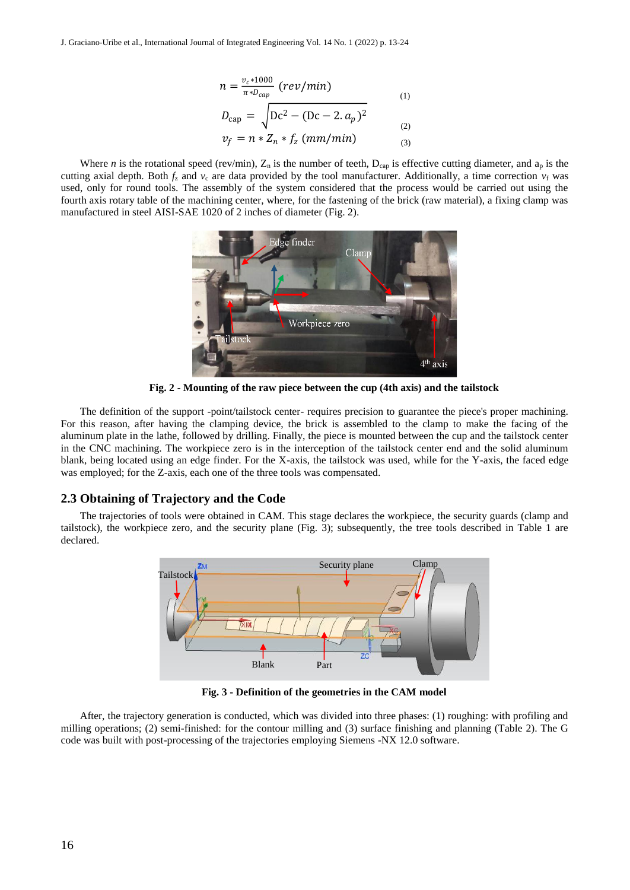$$n = \frac{v_c * 1000}{\pi * D_{cap}} \; (rev/min) \tag{1}$$

$$D_{cap} = \sqrt{\mathrm{Dc}^2 - (\mathrm{Dc} - 2.\, a_p)^2} \tag{2}$$

$$v_f = n * Z_n * f_z \; (mm/min) \tag{3}$$

Where $n$ is the rotational speed (rev/min), $Z_n$ is the number of teeth, $D_{cap}$ is effective cutting diameter, and $a_p$ is the cutting axial depth. Both $f_z$ and $v_c$ are data provided by the tool manufacturer. Additionally, a time correction $v_f$ was used, only for round tools. The assembly of the system considered that the process would be carried out using the fourth axis rotary table of the machining center, where, for the fastening of the brick (raw material), a fixing clamp was manufactured in steel AISI-SAE 1020 of 2 inches of diameter (Fig. 2).

**Fig. 2 - Mounting of the raw piece between the cup (4th axis) and the tailstock**

The definition of the support -point/tailstock center- requires precision to guarantee the piece's proper machining. For this reason, after having the clamping device, the brick is assembled to the clamp to make the facing of the aluminum plate in the lathe, followed by drilling. Finally, the piece is mounted between the cup and the tailstock center in the CNC machining. The workpiece zero is in the interception of the tailstock center end and the solid aluminum blank, being located using an edge finder. For the X-axis, the tailstock was used, while for the Y-axis, the faced edge was employed; for the Z-axis, each one of the three tools was compensated.

## 2.3 Obtaining of Trajectory and the Code

The trajectories of tools were obtained in CAM. This stage declares the workpiece, the security guards (clamp and tailstock), the workpiece zero, and the security plane (Fig. 3); subsequently, the tree tools described in Table 1 are declared.

**Fig. 3 - Definition of the geometries in the CAM model**

After, the trajectory generation is conducted, which was divided into three phases: (1) roughing: with profiling and milling operations; (2) semi-finished: for the contour milling and (3) surface finishing and planning (Table 2). The G code was built with post-processing of the trajectories employing Siemens -NX 12.0 software.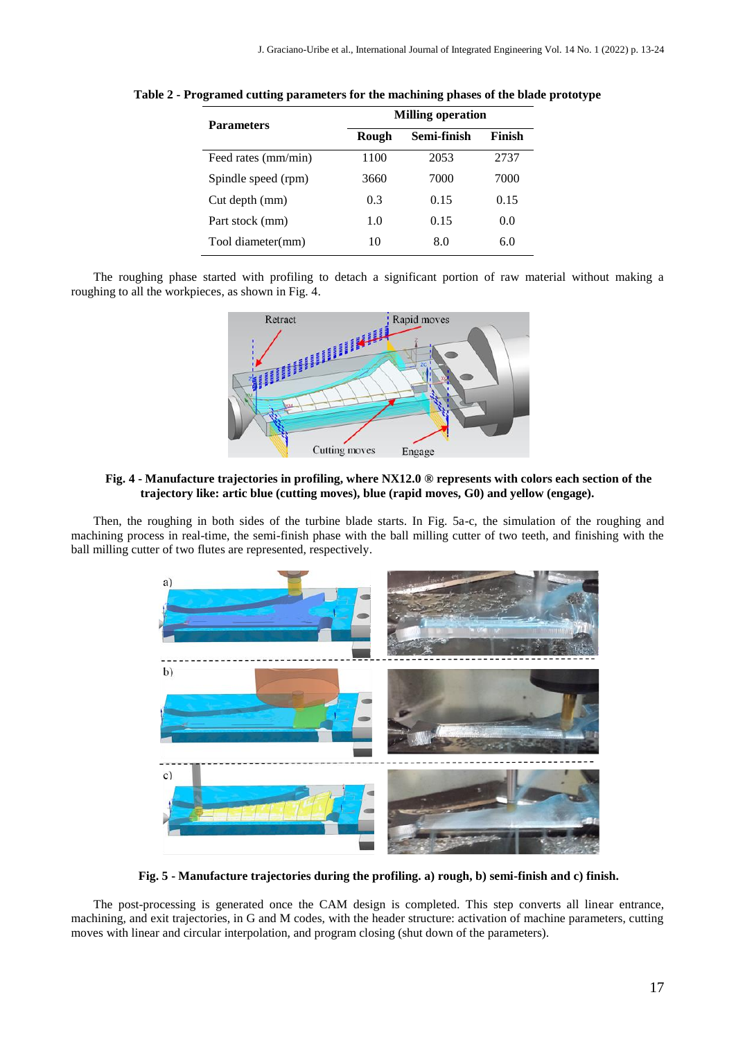**Table 2 - Programed cutting parameters for the machining phases of the blade prototype**

| Parameters | Milling operation | | |
|---|---|---|---|
| | Rough | Semi-finish | Finish |
| Feed rates (mm/min) | 1100 | 2053 | 2737 |
| Spindle speed (rpm) | 3660 | 7000 | 7000 |
| Cut depth (mm) | 0.3 | 0.15 | 0.15 |
| Part stock (mm) | 1.0 | 0.15 | 0.0 |
| Tool diameter(mm) | 10 | 8.0 | 6.0 |

The roughing phase started with profiling to detach a significant portion of raw material without making a roughing to all the workpieces, as shown in Fig. 4.

**Fig. 4 - Manufacture trajectories in profiling, where NX12.0 ® represents with colors each section of the trajectory like: artic blue (cutting moves), blue (rapid moves, G0) and yellow (engage).**

Then, the roughing in both sides of the turbine blade starts. In Fig. 5a-c, the simulation of the roughing and machining process in real-time, the semi-finish phase with the ball milling cutter of two teeth, and finishing with the ball milling cutter of two flutes are represented, respectively.

**Fig. 5 - Manufacture trajectories during the profiling. a) rough, b) semi-finish and c) finish.**

The post-processing is generated once the CAM design is completed. This step converts all linear entrance, machining, and exit trajectories, in G and M codes, with the header structure: activation of machine parameters, cutting moves with linear and circular interpolation, and program closing (shut down of the parameters).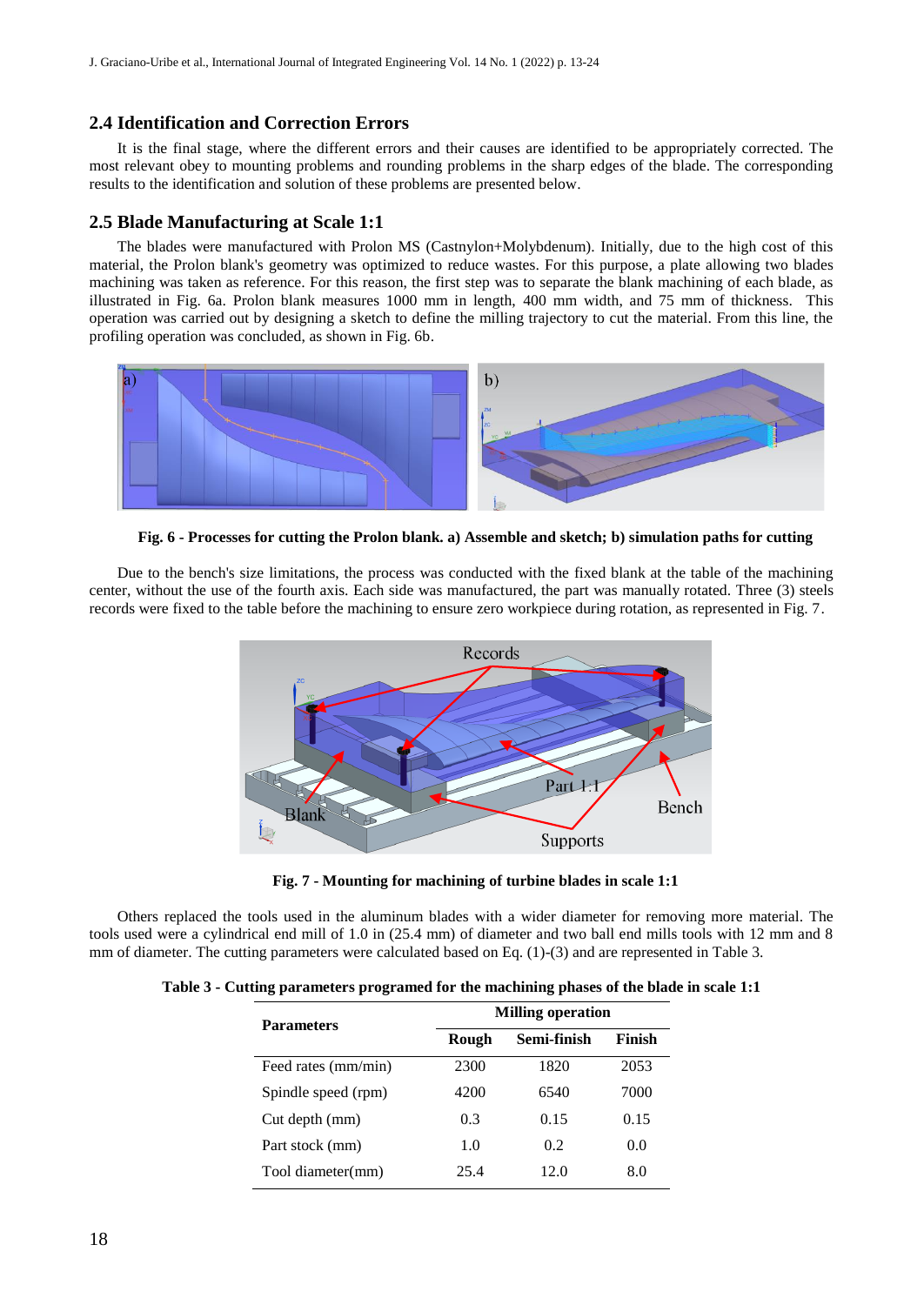## 2.4 Identification and Correction Errors

It is the final stage, where the different errors and their causes are identified to be appropriately corrected. The most relevant obey to mounting problems and rounding problems in the sharp edges of the blade. The corresponding results to the identification and solution of these problems are presented below.

## 2.5 Blade Manufacturing at Scale 1:1

The blades were manufactured with Prolon MS (Castnylon+Molybdenum). Initially, due to the high cost of this material, the Prolon blank's geometry was optimized to reduce wastes. For this purpose, a plate allowing two blades machining was taken as reference. For this reason, the first step was to separate the blank machining of each blade, as illustrated in Fig. 6a. Prolon blank measures 1000 mm in length, 400 mm width, and 75 mm of thickness. This operation was carried out by designing a sketch to define the milling trajectory to cut the material. From this line, the profiling operation was concluded, as shown in Fig. 6b.

**Fig. 6 - Processes for cutting the Prolon blank. a) Assemble and sketch; b) simulation paths for cutting**

Due to the bench's size limitations, the process was conducted with the fixed blank at the table of the machining center, without the use of the fourth axis. Each side was manufactured, the part was manually rotated. Three (3) steels records were fixed to the table before the machining to ensure zero workpiece during rotation, as represented in Fig. 7.

**Fig. 7 - Mounting for machining of turbine blades in scale 1:1**

Others replaced the tools used in the aluminum blades with a wider diameter for removing more material. The tools used were a cylindrical end mill of 1.0 in (25.4 mm) of diameter and two ball end mills tools with 12 mm and 8 mm of diameter. The cutting parameters were calculated based on Eq. (1)-(3) and are represented in Table 3.

**Table 3 - Cutting parameters programed for the machining phases of the blade in scale 1:1**

| Parameters | Milling operation | | |
|---|---|---|---|
| | Rough | Semi-finish | Finish |
| Feed rates (mm/min) | 2300 | 1820 | 2053 |
| Spindle speed (rpm) | 4200 | 6540 | 7000 |
| Cut depth (mm) | 0.3 | 0.15 | 0.15 |
| Part stock (mm) | 1.0 | 0.2 | 0.0 |
| Tool diameter(mm) | 25.4 | 12.0 | 8.0 |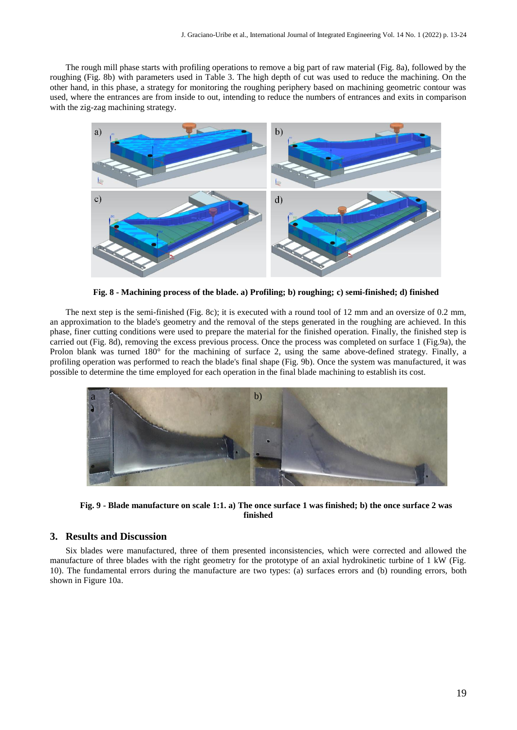The rough mill phase starts with profiling operations to remove a big part of raw material (Fig. 8a), followed by the roughing (Fig. 8b) with parameters used in Table 3. The high depth of cut was used to reduce the machining. On the other hand, in this phase, a strategy for monitoring the roughing periphery based on machining geometric contour was used, where the entrances are from inside to out, intending to reduce the numbers of entrances and exits in comparison with the zig-zag machining strategy.

**Fig. 8 - Machining process of the blade. a) Profiling; b) roughing; c) semi-finished; d) finished**

The next step is the semi-finished (Fig. 8c); it is executed with a round tool of 12 mm and an oversize of 0.2 mm, an approximation to the blade's geometry and the removal of the steps generated in the roughing are achieved. In this phase, finer cutting conditions were used to prepare the material for the finished operation. Finally, the finished step is carried out (Fig. 8d), removing the excess previous process. Once the process was completed on surface 1 (Fig.9a), the Prolon blank was turned 180° for the machining of surface 2, using the same above-defined strategy. Finally, a profiling operation was performed to reach the blade's final shape (Fig. 9b). Once the system was manufactured, it was possible to determine the time employed for each operation in the final blade machining to establish its cost.

**Fig. 9 - Blade manufacture on scale 1:1. a) The once surface 1 was finished; b) the once surface 2 was finished**

## 3. Results and Discussion

Six blades were manufactured, three of them presented inconsistencies, which were corrected and allowed the manufacture of three blades with the right geometry for the prototype of an axial hydrokinetic turbine of 1 kW (Fig. 10). The fundamental errors during the manufacture are two types: (a) surfaces errors and (b) rounding errors, both shown in Figure 10a.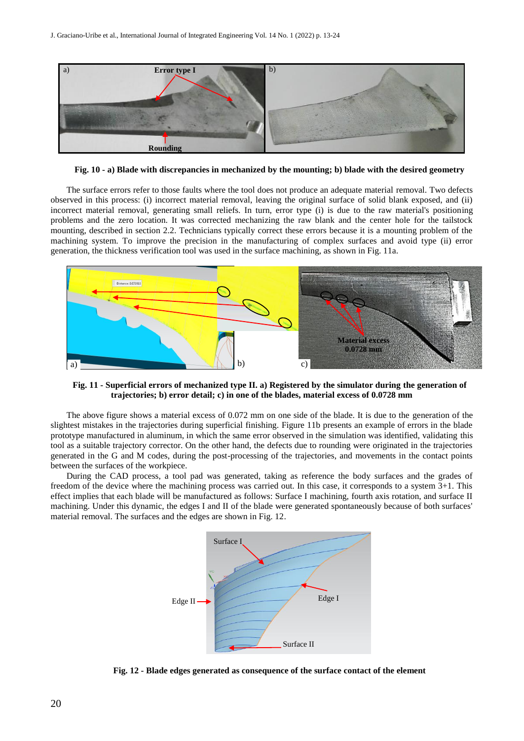**Fig. 10 - a) Blade with discrepancies in mechanized by the mounting; b) blade with the desired geometry**

The surface errors refer to those faults where the tool does not produce an adequate material removal. Two defects observed in this process: (i) incorrect material removal, leaving the original surface of solid blank exposed, and (ii) incorrect material removal, generating small reliefs. In turn, error type (i) is due to the raw material's positioning problems and the zero location. It was corrected mechanizing the raw blank and the center hole for the tailstock mounting, described in section 2.2. Technicians typically correct these errors because it is a mounting problem of the machining system. To improve the precision in the manufacturing of complex surfaces and avoid type (ii) error generation, the thickness verification tool was used in the surface machining, as shown in Fig. 11a.

**Fig. 11 - Superficial errors of mechanized type II. a) Registered by the simulator during the generation of trajectories; b) error detail; c) in one of the blades, material excess of 0.0728 mm**

The above figure shows a material excess of 0.072 mm on one side of the blade. It is due to the generation of the slightest mistakes in the trajectories during superficial finishing. Figure 11b presents an example of errors in the blade prototype manufactured in aluminum, in which the same error observed in the simulation was identified, validating this tool as a suitable trajectory corrector. On the other hand, the defects due to rounding were originated in the trajectories generated in the G and M codes, during the post-processing of the trajectories, and movements in the contact points between the surfaces of the workpiece.

During the CAD process, a tool pad was generated, taking as reference the body surfaces and the grades of freedom of the device where the machining process was carried out. In this case, it corresponds to a system 3+1. This effect implies that each blade will be manufactured as follows: Surface I machining, fourth axis rotation, and surface II machining. Under this dynamic, the edges I and II of the blade were generated spontaneously because of both surfaces' material removal. The surfaces and the edges are shown in Fig. 12.

**Fig. 12 - Blade edges generated as consequence of the surface contact of the element**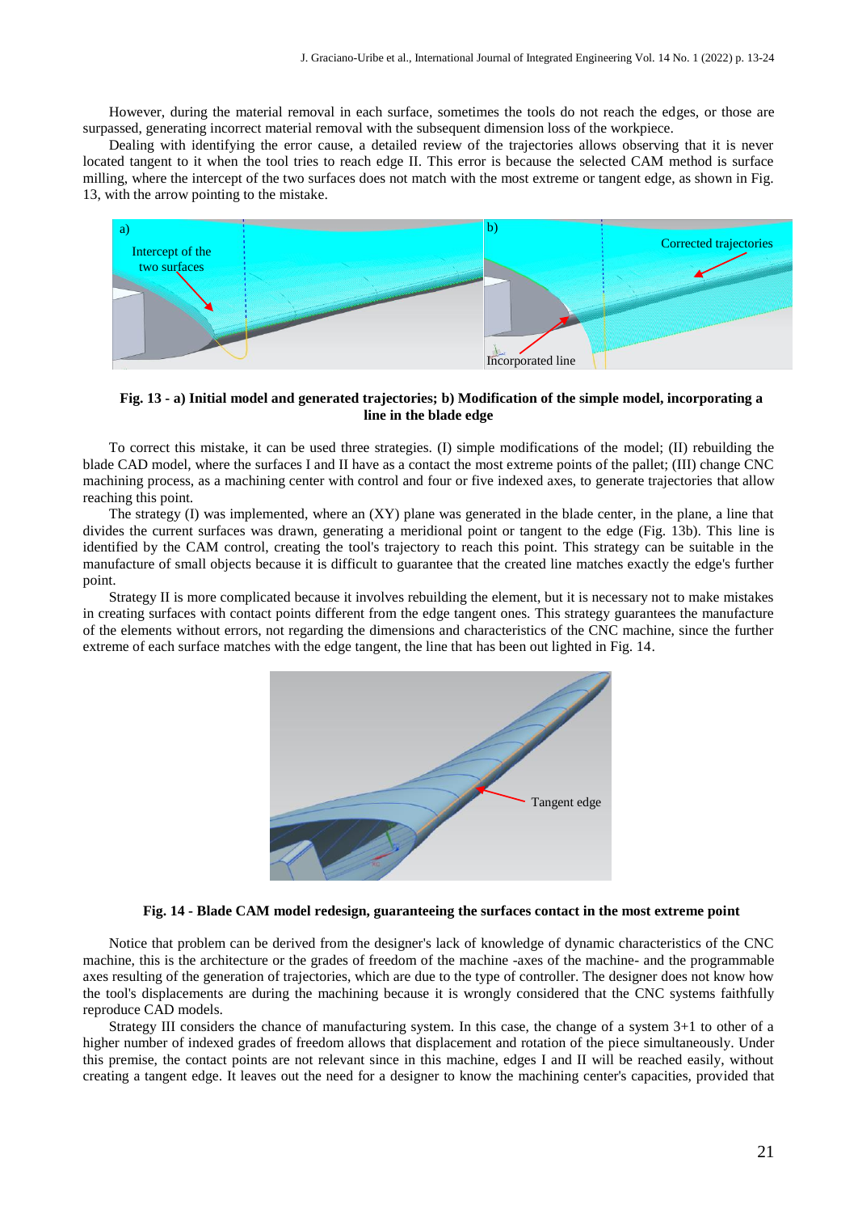However, during the material removal in each surface, sometimes the tools do not reach the edges, or those are surpassed, generating incorrect material removal with the subsequent dimension loss of the workpiece.

Dealing with identifying the error cause, a detailed review of the trajectories allows observing that it is never located tangent to it when the tool tries to reach edge II. This error is because the selected CAM method is surface milling, where the intercept of the two surfaces does not match with the most extreme or tangent edge, as shown in Fig. 13, with the arrow pointing to the mistake.

**Fig. 13 - a) Initial model and generated trajectories; b) Modification of the simple model, incorporating a line in the blade edge**

To correct this mistake, it can be used three strategies. (I) simple modifications of the model; (II) rebuilding the blade CAD model, where the surfaces I and II have as a contact the most extreme points of the pallet; (III) change CNC machining process, as a machining center with control and four or five indexed axes, to generate trajectories that allow reaching this point.

The strategy (I) was implemented, where an (XY) plane was generated in the blade center, in the plane, a line that divides the current surfaces was drawn, generating a meridional point or tangent to the edge (Fig. 13b). This line is identified by the CAM control, creating the tool's trajectory to reach this point. This strategy can be suitable in the manufacture of small objects because it is difficult to guarantee that the created line matches exactly the edge's further point.

Strategy II is more complicated because it involves rebuilding the element, but it is necessary not to make mistakes in creating surfaces with contact points different from the edge tangent ones. This strategy guarantees the manufacture of the elements without errors, not regarding the dimensions and characteristics of the CNC machine, since the further extreme of each surface matches with the edge tangent, the line that has been out lighted in Fig. 14.

**Fig. 14 - Blade CAM model redesign, guaranteeing the surfaces contact in the most extreme point**

Notice that problem can be derived from the designer's lack of knowledge of dynamic characteristics of the CNC machine, this is the architecture or the grades of freedom of the machine -axes of the machine- and the programmable axes resulting of the generation of trajectories, which are due to the type of controller. The designer does not know how the tool's displacements are during the machining because it is wrongly considered that the CNC systems faithfully reproduce CAD models.

Strategy III considers the chance of manufacturing system. In this case, the change of a system 3+1 to other of a higher number of indexed grades of freedom allows that displacement and rotation of the piece simultaneously. Under this premise, the contact points are not relevant since in this machine, edges I and II will be reached easily, without creating a tangent edge. It leaves out the need for a designer to know the machining center's capacities, provided that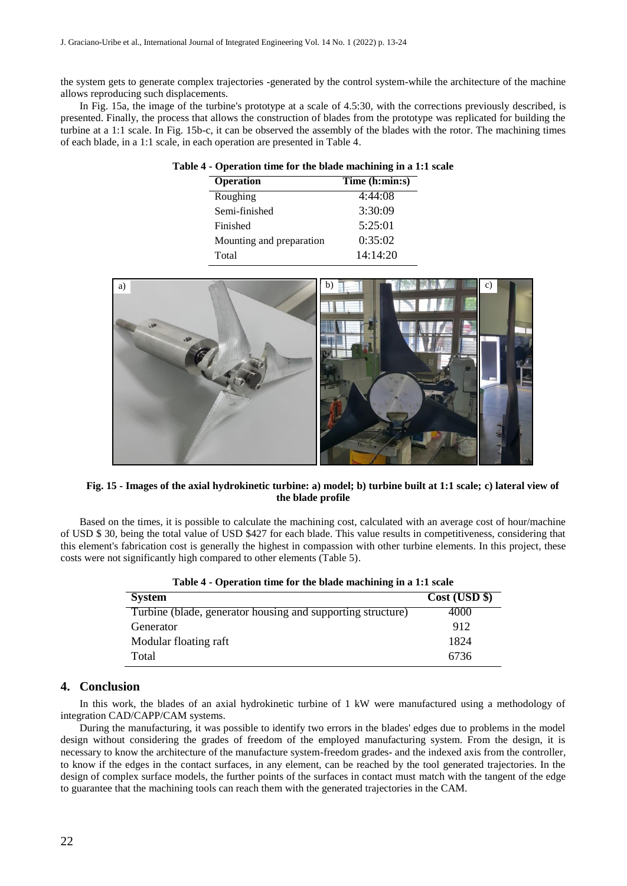the system gets to generate complex trajectories -generated by the control system-while the architecture of the machine allows reproducing such displacements.

In Fig. 15a, the image of the turbine's prototype at a scale of 4.5:30, with the corrections previously described, is presented. Finally, the process that allows the construction of blades from the prototype was replicated for building the turbine at a 1:1 scale. In Fig. 15b-c, it can be observed the assembly of the blades with the rotor. The machining times of each blade, in a 1:1 scale, in each operation are presented in Table 4.

**Table 4 - Operation time for the blade machining in a 1:1 scale**

| Operation | Time (h:min:s) |
|---|---|
| Roughing | 4:44:08 |
| Semi-finished | 3:30:09 |
| Finished | 5:25:01 |
| Mounting and preparation | 0:35:02 |
| Total | 14:14:20 |

**Fig. 15 - Images of the axial hydrokinetic turbine: a) model; b) turbine built at 1:1 scale; c) lateral view of the blade profile**

Based on the times, it is possible to calculate the machining cost, calculated with an average cost of hour/machine of USD $ 30, being the total value of USD $427 for each blade. This value results in competitiveness, considering that this element's fabrication cost is generally the highest in compassion with other turbine elements. In this project, these costs were not significantly high compared to other elements (Table 5).

**Table 4 - Operation time for the blade machining in a 1:1 scale**

| System | Cost (USD $) |
|---|---|
| Turbine (blade, generator housing and supporting structure) | 4000 |
| Generator | 912 |
| Modular floating raft | 1824 |
| Total | 6736 |

## 4. Conclusion

In this work, the blades of an axial hydrokinetic turbine of 1 kW were manufactured using a methodology of integration CAD/CAPP/CAM systems.

During the manufacturing, it was possible to identify two errors in the blades' edges due to problems in the model design without considering the grades of freedom of the employed manufacturing system. From the design, it is necessary to know the architecture of the manufacture system-freedom grades- and the indexed axis from the controller, to know if the edges in the contact surfaces, in any element, can be reached by the tool generated trajectories. In the design of complex surface models, the further points of the surfaces in contact must match with the tangent of the edge to guarantee that the machining tools can reach them with the generated trajectories in the CAM.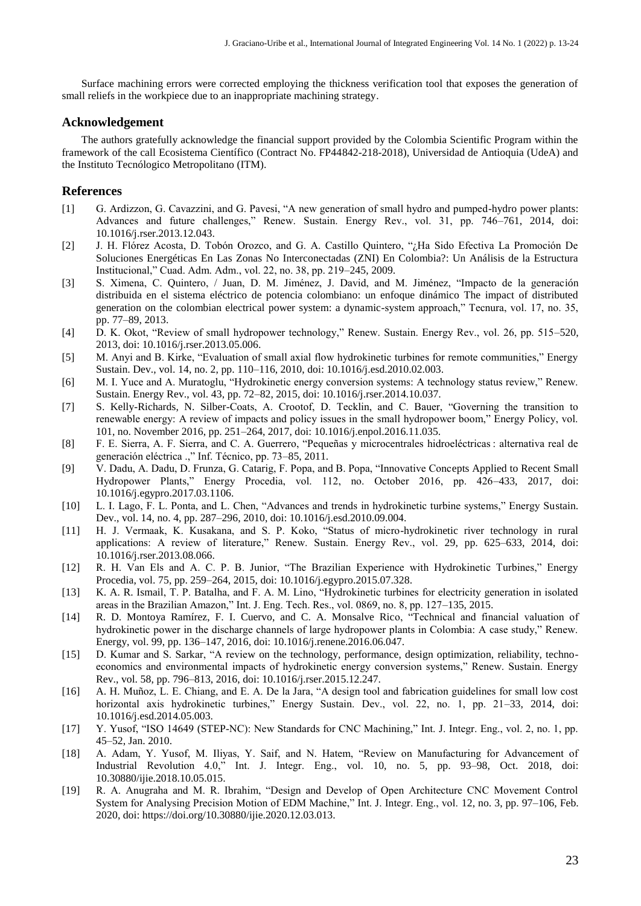Surface machining errors were corrected employing the thickness verification tool that exposes the generation of small reliefs in the workpiece due to an inappropriate machining strategy.

## Acknowledgement

The authors gratefully acknowledge the financial support provided by the Colombia Scientific Program within the framework of the call Ecosistema Científico (Contract No. FP44842-218-2018), Universidad de Antioquia (UdeA) and the Instituto Tecnólogico Metropolitano (ITM).

## References

[1] G. Ardizzon, G. Cavazzini, and G. Pavesi, "A new generation of small hydro and pumped-hydro power plants: Advances and future challenges," Renew. Sustain. Energy Rev., vol. 31, pp. 746–761, 2014, doi: 10.1016/j.rser.2013.12.043.

[2] J. H. Flórez Acosta, D. Tobón Orozco, and G. A. Castillo Quintero, "¿Ha Sido Efectiva La Promoción De Soluciones Energéticas En Las Zonas No Interconectadas (ZNI) En Colombia?: Un Análisis de la Estructura Institucional," Cuad. Adm. Adm., vol. 22, no. 38, pp. 219–245, 2009.

[3] S. Ximena, C. Quintero, / Juan, D. M. Jiménez, J. David, and M. Jiménez, "Impacto de la generación distribuida en el sistema eléctrico de potencia colombiano: un enfoque dinámico The impact of distributed generation on the colombian electrical power system: a dynamic-system approach," Tecnura, vol. 17, no. 35, pp. 77–89, 2013.

[4] D. K. Okot, "Review of small hydropower technology," Renew. Sustain. Energy Rev., vol. 26, pp. 515–520, 2013, doi: 10.1016/j.rser.2013.05.006.

[5] M. Anyi and B. Kirke, "Evaluation of small axial flow hydrokinetic turbines for remote communities," Energy Sustain. Dev., vol. 14, no. 2, pp. 110–116, 2010, doi: 10.1016/j.esd.2010.02.003.

[6] M. I. Yuce and A. Muratoglu, "Hydrokinetic energy conversion systems: A technology status review," Renew. Sustain. Energy Rev., vol. 43, pp. 72–82, 2015, doi: 10.1016/j.rser.2014.10.037.

[7] S. Kelly-Richards, N. Silber-Coats, A. Crootof, D. Tecklin, and C. Bauer, "Governing the transition to renewable energy: A review of impacts and policy issues in the small hydropower boom," Energy Policy, vol. 101, no. November 2016, pp. 251–264, 2017, doi: 10.1016/j.enpol.2016.11.035.

[8] F. E. Sierra, A. F. Sierra, and C. A. Guerrero, "Pequeñas y microcentrales hidroeléctricas : alternativa real de generación eléctrica .," Inf. Técnico, pp. 73–85, 2011.

[9] V. Dadu, A. Dadu, D. Frunza, G. Catarig, F. Popa, and B. Popa, "Innovative Concepts Applied to Recent Small Hydropower Plants," Energy Procedia, vol. 112, no. October 2016, pp. 426–433, 2017, doi: 10.1016/j.egypro.2017.03.1106.

[10] L. I. Lago, F. L. Ponta, and L. Chen, "Advances and trends in hydrokinetic turbine systems," Energy Sustain. Dev., vol. 14, no. 4, pp. 287–296, 2010, doi: 10.1016/j.esd.2010.09.004.

[11] H. J. Vermaak, K. Kusakana, and S. P. Koko, "Status of micro-hydrokinetic river technology in rural applications: A review of literature," Renew. Sustain. Energy Rev., vol. 29, pp. 625–633, 2014, doi: 10.1016/j.rser.2013.08.066.

[12] R. H. Van Els and A. C. P. B. Junior, "The Brazilian Experience with Hydrokinetic Turbines," Energy Procedia, vol. 75, pp. 259–264, 2015, doi: 10.1016/j.egypro.2015.07.328.

[13] K. A. R. Ismail, T. P. Batalha, and F. A. M. Lino, "Hydrokinetic turbines for electricity generation in isolated areas in the Brazilian Amazon," Int. J. Eng. Tech. Res., vol. 0869, no. 8, pp. 127–135, 2015.

[14] R. D. Montoya Ramírez, F. I. Cuervo, and C. A. Monsalve Rico, "Technical and financial valuation of hydrokinetic power in the discharge channels of large hydropower plants in Colombia: A case study," Renew. Energy, vol. 99, pp. 136–147, 2016, doi: 10.1016/j.renene.2016.06.047.

[15] D. Kumar and S. Sarkar, "A review on the technology, performance, design optimization, reliability, techno-economics and environmental impacts of hydrokinetic energy conversion systems," Renew. Sustain. Energy Rev., vol. 58, pp. 796–813, 2016, doi: 10.1016/j.rser.2015.12.247.

[16] A. H. Muñoz, L. E. Chiang, and E. A. De la Jara, "A design tool and fabrication guidelines for small low cost horizontal axis hydrokinetic turbines," Energy Sustain. Dev., vol. 22, no. 1, pp. 21–33, 2014, doi: 10.1016/j.esd.2014.05.003.

[17] Y. Yusof, "ISO 14649 (STEP-NC): New Standards for CNC Machining," Int. J. Integr. Eng., vol. 2, no. 1, pp. 45–52, Jan. 2010.

[18] A. Adam, Y. Yusof, M. Iliyas, Y. Saif, and N. Hatem, "Review on Manufacturing for Advancement of Industrial Revolution 4.0," Int. J. Integr. Eng., vol. 10, no. 5, pp. 93–98, Oct. 2018, doi: 10.30880/ijie.2018.10.05.015.

[19] R. A. Anugraha and M. R. Ibrahim, "Design and Develop of Open Architecture CNC Movement Control System for Analysing Precision Motion of EDM Machine," Int. J. Integr. Eng., vol. 12, no. 3, pp. 97–106, Feb. 2020, doi: https://doi.org/10.30880/ijie.2020.12.03.013.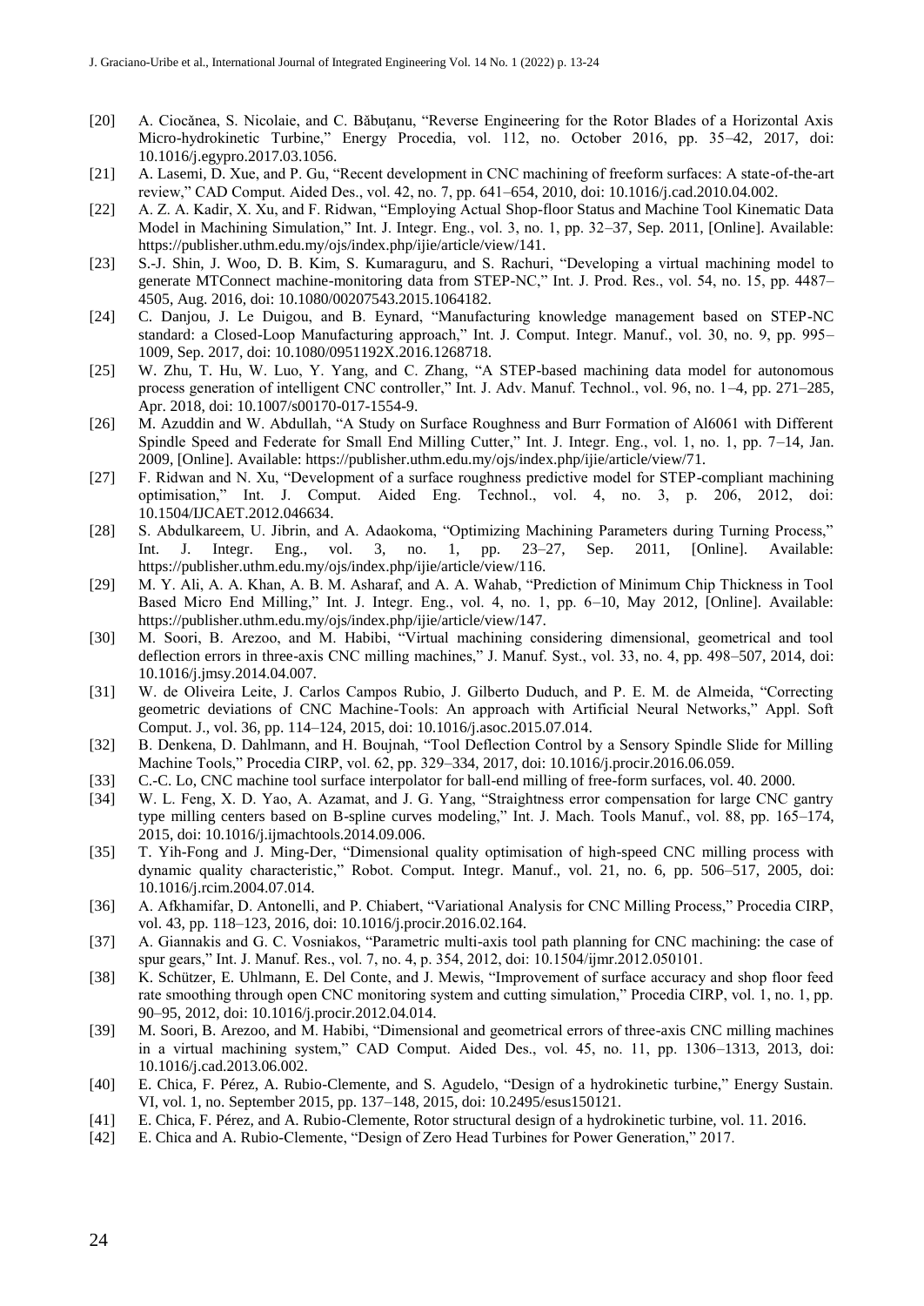[20] A. Ciocănea, S. Nicolaie, and C. Băbuţanu, "Reverse Engineering for the Rotor Blades of a Horizontal Axis Micro-hydrokinetic Turbine," Energy Procedia, vol. 112, no. October 2016, pp. 35–42, 2017, doi: 10.1016/j.egypro.2017.03.1056.

[21] A. Lasemi, D. Xue, and P. Gu, "Recent development in CNC machining of freeform surfaces: A state-of-the-art review," CAD Comput. Aided Des., vol. 42, no. 7, pp. 641–654, 2010, doi: 10.1016/j.cad.2010.04.002.

[22] A. Z. A. Kadir, X. Xu, and F. Ridwan, "Employing Actual Shop-floor Status and Machine Tool Kinematic Data Model in Machining Simulation," Int. J. Integr. Eng., vol. 3, no. 1, pp. 32–37, Sep. 2011, [Online]. Available: https://publisher.uthm.edu.my/ojs/index.php/ijie/article/view/141.

[23] S.-J. Shin, J. Woo, D. B. Kim, S. Kumaraguru, and S. Rachuri, "Developing a virtual machining model to generate MTConnect machine-monitoring data from STEP-NC," Int. J. Prod. Res., vol. 54, no. 15, pp. 4487–4505, Aug. 2016, doi: 10.1080/00207543.2015.1064182.

[24] C. Danjou, J. Le Duigou, and B. Eynard, "Manufacturing knowledge management based on STEP-NC standard: a Closed-Loop Manufacturing approach," Int. J. Comput. Integr. Manuf., vol. 30, no. 9, pp. 995–1009, Sep. 2017, doi: 10.1080/0951192X.2016.1268718.

[25] W. Zhu, T. Hu, W. Luo, Y. Yang, and C. Zhang, "A STEP-based machining data model for autonomous process generation of intelligent CNC controller," Int. J. Adv. Manuf. Technol., vol. 96, no. 1–4, pp. 271–285, Apr. 2018, doi: 10.1007/s00170-017-1554-9.

[26] M. Azuddin and W. Abdullah, "A Study on Surface Roughness and Burr Formation of Al6061 with Different Spindle Speed and Federate for Small End Milling Cutter," Int. J. Integr. Eng., vol. 1, no. 1, pp. 7–14, Jan. 2009, [Online]. Available: https://publisher.uthm.edu.my/ojs/index.php/ijie/article/view/71.

[27] F. Ridwan and N. Xu, "Development of a surface roughness predictive model for STEP-compliant machining optimisation," Int. J. Comput. Aided Eng. Technol., vol. 4, no. 3, p. 206, 2012, doi: 10.1504/IJCAET.2012.046634.

[28] S. Abdulkareem, U. Jibrin, and A. Adaokoma, "Optimizing Machining Parameters during Turning Process," Int. J. Integr. Eng., vol. 3, no. 1, pp. 23–27, Sep. 2011, [Online]. Available: https://publisher.uthm.edu.my/ojs/index.php/ijie/article/view/116.

[29] M. Y. Ali, A. A. Khan, A. B. M. Asharaf, and A. A. Wahab, "Prediction of Minimum Chip Thickness in Tool Based Micro End Milling," Int. J. Integr. Eng., vol. 4, no. 1, pp. 6–10, May 2012, [Online]. Available: https://publisher.uthm.edu.my/ojs/index.php/ijie/article/view/147.

[30] M. Soori, B. Arezoo, and M. Habibi, "Virtual machining considering dimensional, geometrical and tool deflection errors in three-axis CNC milling machines," J. Manuf. Syst., vol. 33, no. 4, pp. 498–507, 2014, doi: 10.1016/j.jmsy.2014.04.007.

[31] W. de Oliveira Leite, J. Carlos Campos Rubio, J. Gilberto Duduch, and P. E. M. de Almeida, "Correcting geometric deviations of CNC Machine-Tools: An approach with Artificial Neural Networks," Appl. Soft Comput. J., vol. 36, pp. 114–124, 2015, doi: 10.1016/j.asoc.2015.07.014.

[32] B. Denkena, D. Dahlmann, and H. Boujnah, "Tool Deflection Control by a Sensory Spindle Slide for Milling Machine Tools," Procedia CIRP, vol. 62, pp. 329–334, 2017, doi: 10.1016/j.procir.2016.06.059.

[33] C.-C. Lo, CNC machine tool surface interpolator for ball-end milling of free-form surfaces, vol. 40. 2000.

[34] W. L. Feng, X. D. Yao, A. Azamat, and J. G. Yang, "Straightness error compensation for large CNC gantry type milling centers based on B-spline curves modeling," Int. J. Mach. Tools Manuf., vol. 88, pp. 165–174, 2015, doi: 10.1016/j.ijmachtools.2014.09.006.

[35] T. Yih-Fong and J. Ming-Der, "Dimensional quality optimisation of high-speed CNC milling process with dynamic quality characteristic," Robot. Comput. Integr. Manuf., vol. 21, no. 6, pp. 506–517, 2005, doi: 10.1016/j.rcim.2004.07.014.

[36] A. Afkhamifar, D. Antonelli, and P. Chiabert, "Variational Analysis for CNC Milling Process," Procedia CIRP, vol. 43, pp. 118–123, 2016, doi: 10.1016/j.procir.2016.02.164.

[37] A. Giannakis and G. C. Vosniakos, "Parametric multi-axis tool path planning for CNC machining: the case of spur gears," Int. J. Manuf. Res., vol. 7, no. 4, p. 354, 2012, doi: 10.1504/ijmr.2012.050101.

[38] K. Schützer, E. Uhlmann, E. Del Conte, and J. Mewis, "Improvement of surface accuracy and shop floor feed rate smoothing through open CNC monitoring system and cutting simulation," Procedia CIRP, vol. 1, no. 1, pp. 90–95, 2012, doi: 10.1016/j.procir.2012.04.014.

[39] M. Soori, B. Arezoo, and M. Habibi, "Dimensional and geometrical errors of three-axis CNC milling machines in a virtual machining system," CAD Comput. Aided Des., vol. 45, no. 11, pp. 1306–1313, 2013, doi: 10.1016/j.cad.2013.06.002.

[40] E. Chica, F. Pérez, A. Rubio-Clemente, and S. Agudelo, "Design of a hydrokinetic turbine," Energy Sustain. VI, vol. 1, no. September 2015, pp. 137–148, 2015, doi: 10.2495/esus150121.

[41] E. Chica, F. Pérez, and A. Rubio-Clemente, Rotor structural design of a hydrokinetic turbine, vol. 11. 2016.

[42] E. Chica and A. Rubio-Clemente, "Design of Zero Head Turbines for Power Generation," 2017.